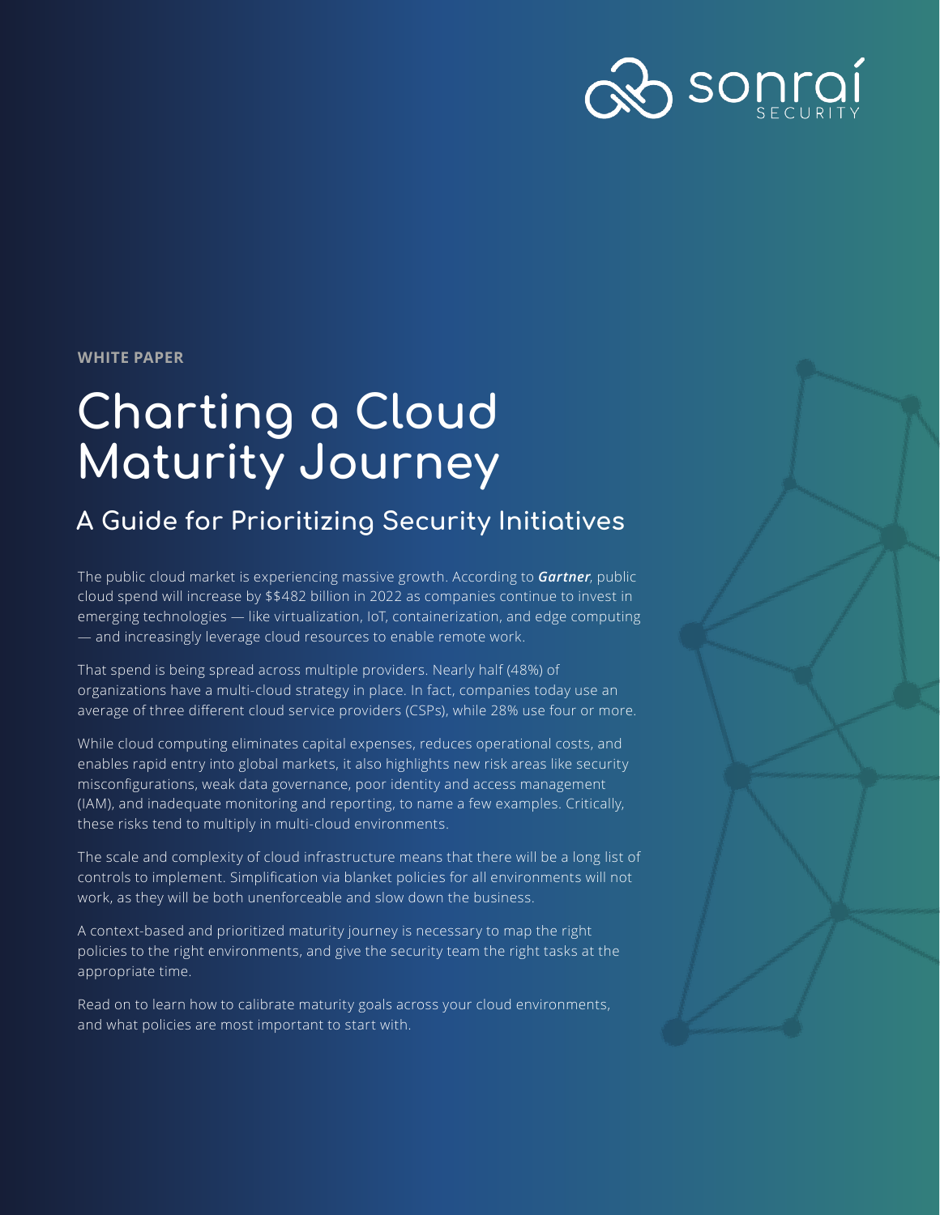sonrai SECURITY

**WHITE PAPER**

# Charting a Cloud Maturity Journey

## A Guide for Prioritizing Security Initiatives

The public cloud market is experiencing massive growth. According to ***Gartner***, public cloud spend will increase by $$482 billion in 2022 as companies continue to invest in emerging technologies — like virtualization, IoT, containerization, and edge computing — and increasingly leverage cloud resources to enable remote work.

That spend is being spread across multiple providers. Nearly half (48%) of organizations have a multi-cloud strategy in place. In fact, companies today use an average of three different cloud service providers (CSPs), while 28% use four or more.

While cloud computing eliminates capital expenses, reduces operational costs, and enables rapid entry into global markets, it also highlights new risk areas like security misconfigurations, weak data governance, poor identity and access management (IAM), and inadequate monitoring and reporting, to name a few examples. Critically, these risks tend to multiply in multi-cloud environments.

The scale and complexity of cloud infrastructure means that there will be a long list of controls to implement. Simplification via blanket policies for all environments will not work, as they will be both unenforceable and slow down the business.

A context-based and prioritized maturity journey is necessary to map the right policies to the right environments, and give the security team the right tasks at the appropriate time.

Read on to learn how to calibrate maturity goals across your cloud environments, and what policies are most important to start with.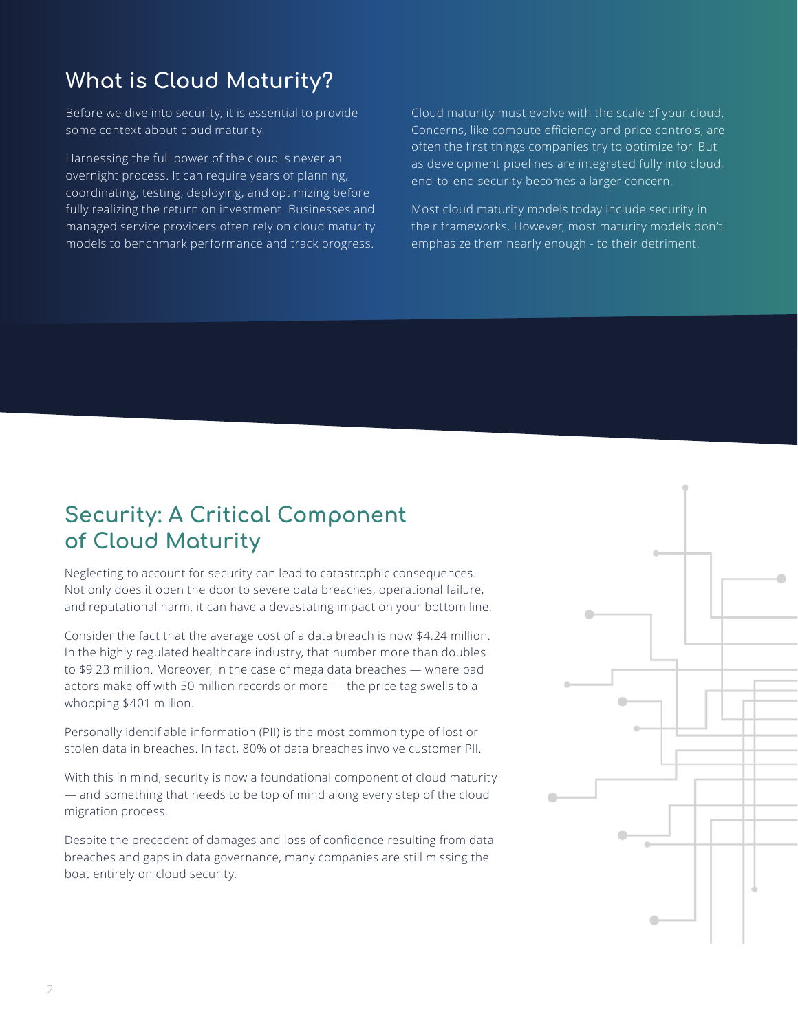## What is Cloud Maturity?

Before we dive into security, it is essential to provide some context about cloud maturity.

Harnessing the full power of the cloud is never an overnight process. It can require years of planning, coordinating, testing, deploying, and optimizing before fully realizing the return on investment. Businesses and managed service providers often rely on cloud maturity models to benchmark performance and track progress.

Cloud maturity must evolve with the scale of your cloud. Concerns, like compute efficiency and price controls, are often the first things companies try to optimize for. But as development pipelines are integrated fully into cloud, end-to-end security becomes a larger concern.

Most cloud maturity models today include security in their frameworks. However, most maturity models don't emphasize them nearly enough - to their detriment.

## Security: A Critical Component of Cloud Maturity

Neglecting to account for security can lead to catastrophic consequences. Not only does it open the door to severe data breaches, operational failure, and reputational harm, it can have a devastating impact on your bottom line.

Consider the fact that the average cost of a data breach is now $4.24 million. In the highly regulated healthcare industry, that number more than doubles to $9.23 million. Moreover, in the case of mega data breaches — where bad actors make off with 50 million records or more — the price tag swells to a whopping $401 million.

Personally identifiable information (PII) is the most common type of lost or stolen data in breaches. In fact, 80% of data breaches involve customer PII.

With this in mind, security is now a foundational component of cloud maturity — and something that needs to be top of mind along every step of the cloud migration process.

Despite the precedent of damages and loss of confidence resulting from data breaches and gaps in data governance, many companies are still missing the boat entirely on cloud security.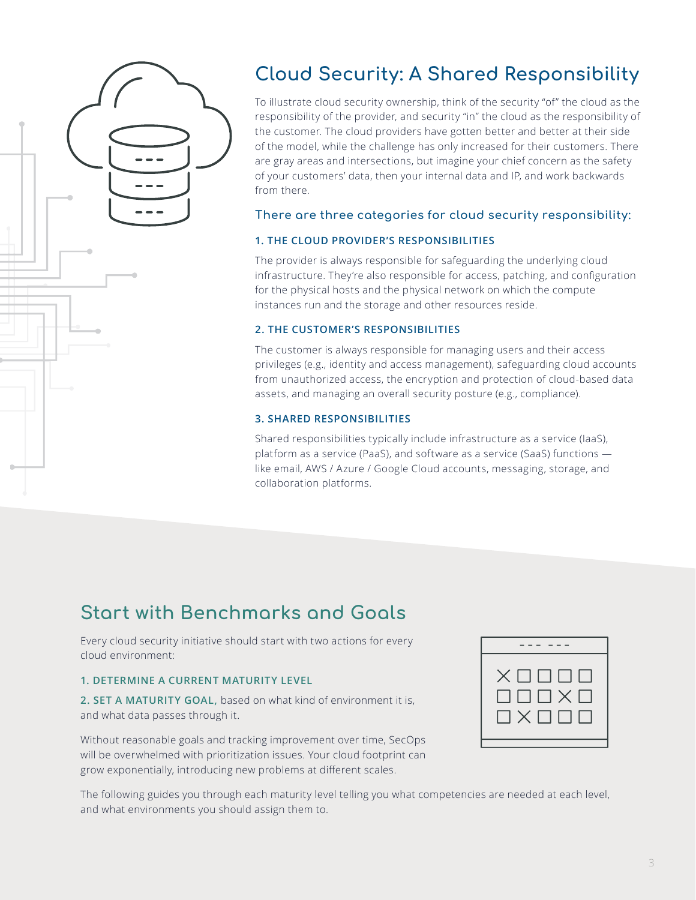## Cloud Security: A Shared Responsibility

To illustrate cloud security ownership, think of the security "of" the cloud as the responsibility of the provider, and security "in" the cloud as the responsibility of the customer. The cloud providers have gotten better and better at their side of the model, while the challenge has only increased for their customers. There are gray areas and intersections, but imagine your chief concern as the safety of your customers' data, then your internal data and IP, and work backwards from there.

### There are three categories for cloud security responsibility:

#### 1. THE CLOUD PROVIDER'S RESPONSIBILITIES

The provider is always responsible for safeguarding the underlying cloud infrastructure. They're also responsible for access, patching, and configuration for the physical hosts and the physical network on which the compute instances run and the storage and other resources reside.

#### 2. THE CUSTOMER'S RESPONSIBILITIES

The customer is always responsible for managing users and their access privileges (e.g., identity and access management), safeguarding cloud accounts from unauthorized access, the encryption and protection of cloud-based data assets, and managing an overall security posture (e.g., compliance).

#### 3. SHARED RESPONSIBILITIES

Shared responsibilities typically include infrastructure as a service (IaaS), platform as a service (PaaS), and software as a service (SaaS) functions — like email, AWS / Azure / Google Cloud accounts, messaging, storage, and collaboration platforms.

## Start with Benchmarks and Goals

Every cloud security initiative should start with two actions for every cloud environment:

**1. DETERMINE A CURRENT MATURITY LEVEL**

**2. SET A MATURITY GOAL,** based on what kind of environment it is, and what data passes through it.

Without reasonable goals and tracking improvement over time, SecOps will be overwhelmed with prioritization issues. Your cloud footprint can grow exponentially, introducing new problems at different scales.

The following guides you through each maturity level telling you what competencies are needed at each level, and what environments you should assign them to.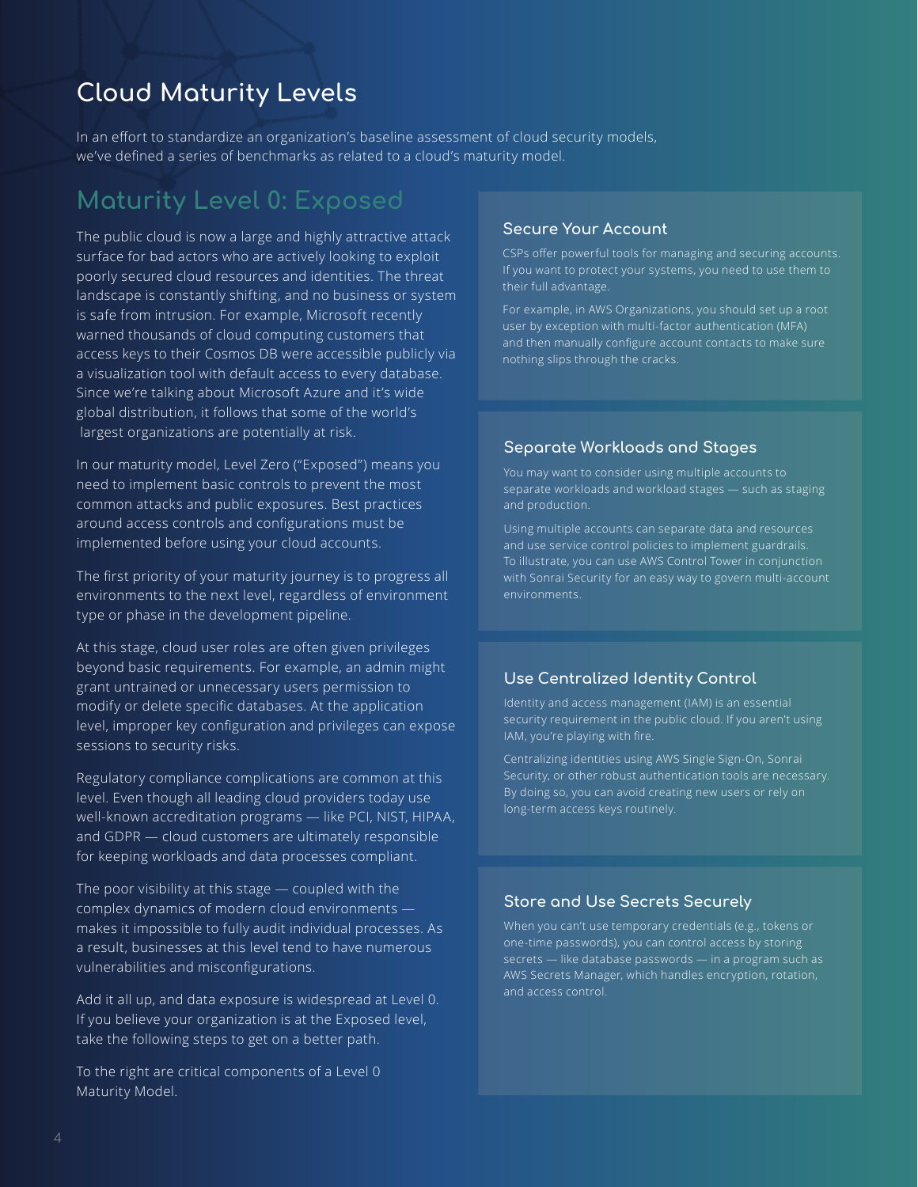# Cloud Maturity Levels

In an effort to standardize an organization's baseline assessment of cloud security models, we've defined a series of benchmarks as related to a cloud's maturity model.

## Maturity Level 0: Exposed

The public cloud is now a large and highly attractive attack surface for bad actors who are actively looking to exploit poorly secured cloud resources and identities. The threat landscape is constantly shifting, and no business or system is safe from intrusion. For example, Microsoft recently warned thousands of cloud computing customers that access keys to their Cosmos DB were accessible publicly via a visualization tool with default access to every database. Since we're talking about Microsoft Azure and it's wide global distribution, it follows that some of the world's largest organizations are potentially at risk.

In our maturity model, Level Zero ("Exposed") means you need to implement basic controls to prevent the most common attacks and public exposures. Best practices around access controls and configurations must be implemented before using your cloud accounts.

The first priority of your maturity journey is to progress all environments to the next level, regardless of environment type or phase in the development pipeline.

At this stage, cloud user roles are often given privileges beyond basic requirements. For example, an admin might grant untrained or unnecessary users permission to modify or delete specific databases. At the application level, improper key configuration and privileges can expose sessions to security risks.

Regulatory compliance complications are common at this level. Even though all leading cloud providers today use well-known accreditation programs — like PCI, NIST, HIPAA, and GDPR — cloud customers are ultimately responsible for keeping workloads and data processes compliant.

The poor visibility at this stage — coupled with the complex dynamics of modern cloud environments — makes it impossible to fully audit individual processes. As a result, businesses at this level tend to have numerous vulnerabilities and misconfigurations.

Add it all up, and data exposure is widespread at Level 0. If you believe your organization is at the Exposed level, take the following steps to get on a better path.

To the right are critical components of a Level 0 Maturity Model.

### Secure Your Account

CSPs offer powerful tools for managing and securing accounts. If you want to protect your systems, you need to use them to their full advantage.

For example, in AWS Organizations, you should set up a root user by exception with multi-factor authentication (MFA) and then manually configure account contacts to make sure nothing slips through the cracks.

### Separate Workloads and Stages

You may want to consider using multiple accounts to separate workloads and workload stages — such as staging and production.

Using multiple accounts can separate data and resources and use service control policies to implement guardrails. To illustrate, you can use AWS Control Tower in conjunction with Sonrai Security for an easy way to govern multi-account environments.

### Use Centralized Identity Control

Identity and access management (IAM) is an essential security requirement in the public cloud. If you aren't using IAM, you're playing with fire.

Centralizing identities using AWS Single Sign-On, Sonrai Security, or other robust authentication tools are necessary. By doing so, you can avoid creating new users or rely on long-term access keys routinely.

### Store and Use Secrets Securely

When you can't use temporary credentials (e.g., tokens or one-time passwords), you can control access by storing secrets — like database passwords — in a program such as AWS Secrets Manager, which handles encryption, rotation, and access control.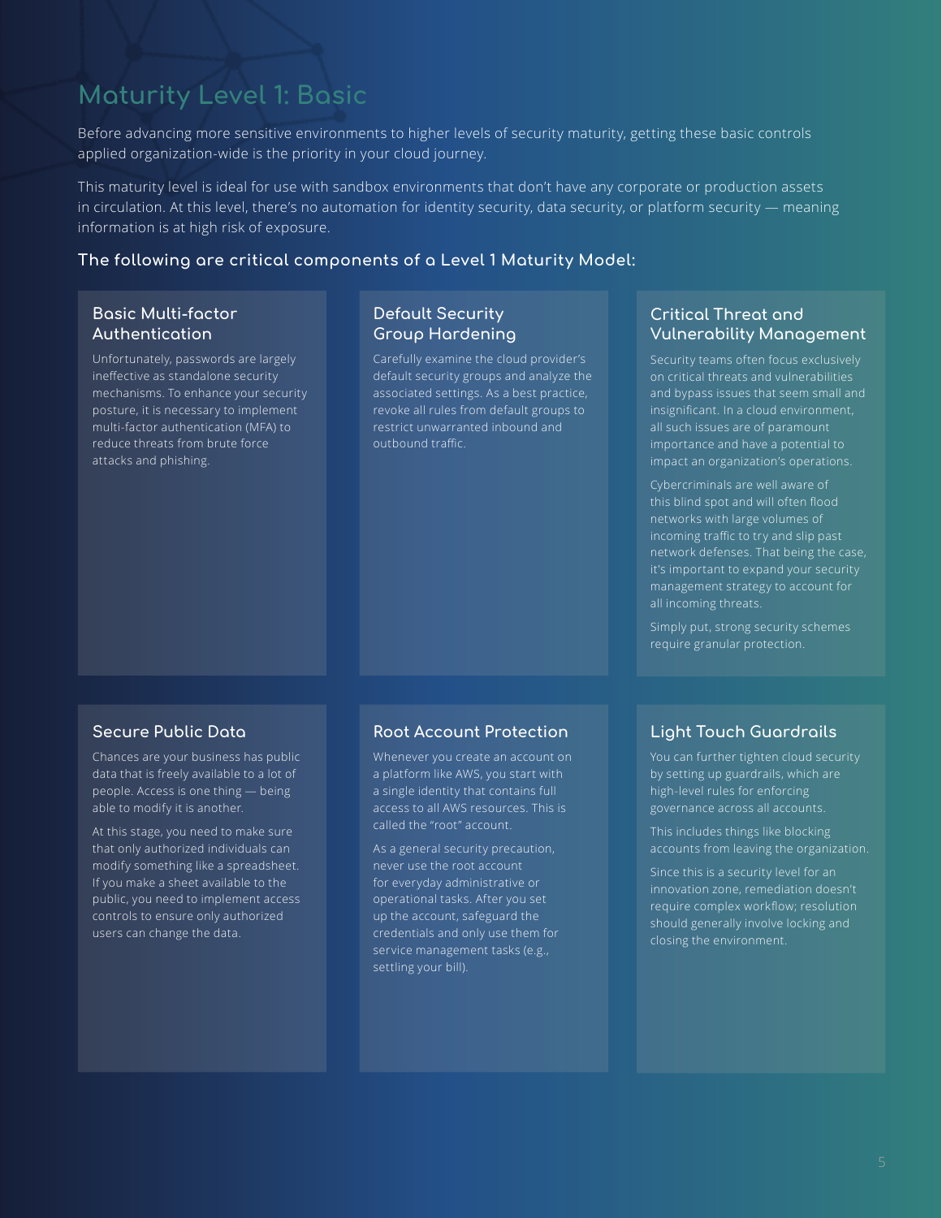# Maturity Level 1: Basic

Before advancing more sensitive environments to higher levels of security maturity, getting these basic controls applied organization-wide is the priority in your cloud journey.

This maturity level is ideal for use with sandbox environments that don't have any corporate or production assets in circulation. At this level, there's no automation for identity security, data security, or platform security — meaning information is at high risk of exposure.

### The following are critical components of a Level 1 Maturity Model:

#### Basic Multi-factor Authentication

Unfortunately, passwords are largely ineffective as standalone security mechanisms. To enhance your security posture, it is necessary to implement multi-factor authentication (MFA) to reduce threats from brute force attacks and phishing.

#### Default Security Group Hardening

Carefully examine the cloud provider's default security groups and analyze the associated settings. As a best practice, revoke all rules from default groups to restrict unwarranted inbound and outbound traffic.

#### Critical Threat and Vulnerability Management

Security teams often focus exclusively on critical threats and vulnerabilities and bypass issues that seem small and insignificant. In a cloud environment, all such issues are of paramount importance and have a potential to impact an organization's operations.

Cybercriminals are well aware of this blind spot and will often flood networks with large volumes of incoming traffic to try and slip past network defenses. That being the case, it's important to expand your security management strategy to account for all incoming threats.

Simply put, strong security schemes require granular protection.

#### Secure Public Data

Chances are your business has public data that is freely available to a lot of people. Access is one thing — being able to modify it is another.

At this stage, you need to make sure that only authorized individuals can modify something like a spreadsheet. If you make a sheet available to the public, you need to implement access controls to ensure only authorized users can change the data.

#### Root Account Protection

Whenever you create an account on a platform like AWS, you start with a single identity that contains full access to all AWS resources. This is called the "root" account.

As a general security precaution, never use the root account for everyday administrative or operational tasks. After you set up the account, safeguard the credentials and only use them for service management tasks (e.g., settling your bill).

#### Light Touch Guardrails

You can further tighten cloud security by setting up guardrails, which are high-level rules for enforcing governance across all accounts.

This includes things like blocking accounts from leaving the organization.

Since this is a security level for an innovation zone, remediation doesn't require complex workflow; resolution should generally involve locking and closing the environment.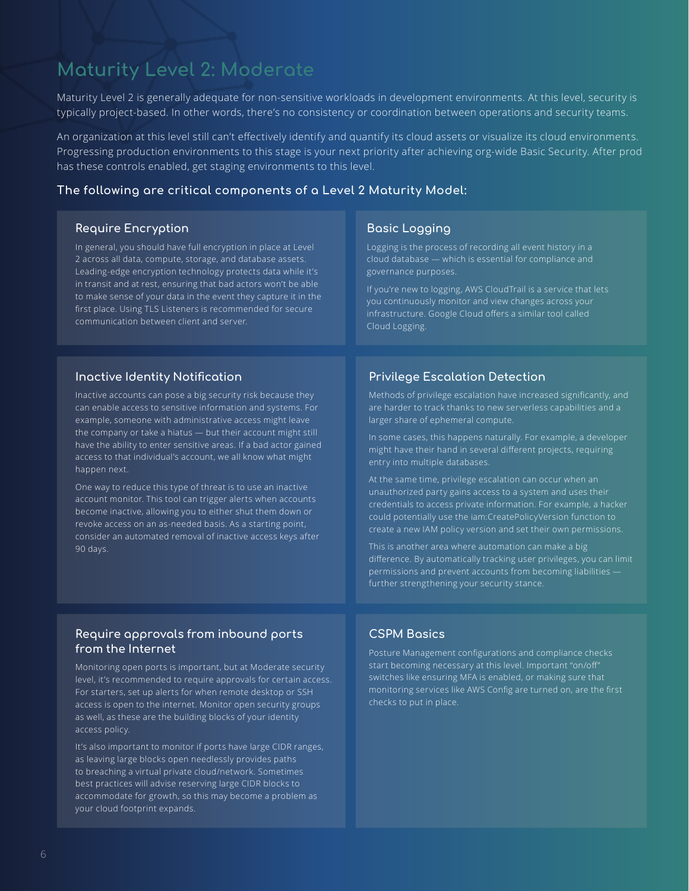# Maturity Level 2: Moderate

Maturity Level 2 is generally adequate for non-sensitive workloads in development environments. At this level, security is typically project-based. In other words, there's no consistency or coordination between operations and security teams.

An organization at this level still can't effectively identify and quantify its cloud assets or visualize its cloud environments. Progressing production environments to this stage is your next priority after achieving org-wide Basic Security. After prod has these controls enabled, get staging environments to this level.

## The following are critical components of a Level 2 Maturity Model:

### Require Encryption

In general, you should have full encryption in place at Level 2 across all data, compute, storage, and database assets. Leading-edge encryption technology protects data while it's in transit and at rest, ensuring that bad actors won't be able to make sense of your data in the event they capture it in the first place. Using TLS Listeners is recommended for secure communication between client and server.

### Basic Logging

Logging is the process of recording all event history in a cloud database — which is essential for compliance and governance purposes.

If you're new to logging, AWS CloudTrail is a service that lets you continuously monitor and view changes across your infrastructure. Google Cloud offers a similar tool called Cloud Logging.

### Inactive Identity Notification

Inactive accounts can pose a big security risk because they can enable access to sensitive information and systems. For example, someone with administrative access might leave the company or take a hiatus — but their account might still have the ability to enter sensitive areas. If a bad actor gained access to that individual's account, we all know what might happen next.

One way to reduce this type of threat is to use an inactive account monitor. This tool can trigger alerts when accounts become inactive, allowing you to either shut them down or revoke access on an as-needed basis. As a starting point, consider an automated removal of inactive access keys after 90 days.

### Privilege Escalation Detection

Methods of privilege escalation have increased significantly, and are harder to track thanks to new serverless capabilities and a larger share of ephemeral compute.

In some cases, this happens naturally. For example, a developer might have their hand in several different projects, requiring entry into multiple databases.

At the same time, privilege escalation can occur when an unauthorized party gains access to a system and uses their credentials to access private information. For example, a hacker could potentially use the iam:CreatePolicyVersion function to create a new IAM policy version and set their own permissions.

This is another area where automation can make a big difference. By automatically tracking user privileges, you can limit permissions and prevent accounts from becoming liabilities — further strengthening your security stance.

### Require approvals from inbound ports from the Internet

Monitoring open ports is important, but at Moderate security level, it's recommended to require approvals for certain access. For starters, set up alerts for when remote desktop or SSH access is open to the internet. Monitor open security groups as well, as these are the building blocks of your identity access policy.

It's also important to monitor if ports have large CIDR ranges, as leaving large blocks open needlessly provides paths to breaching a virtual private cloud/network. Sometimes best practices will advise reserving large CIDR blocks to accommodate for growth, so this may become a problem as your cloud footprint expands.

### CSPM Basics

Posture Management configurations and compliance checks start becoming necessary at this level. Important "on/off" switches like ensuring MFA is enabled, or making sure that monitoring services like AWS Config are turned on, are the first checks to put in place.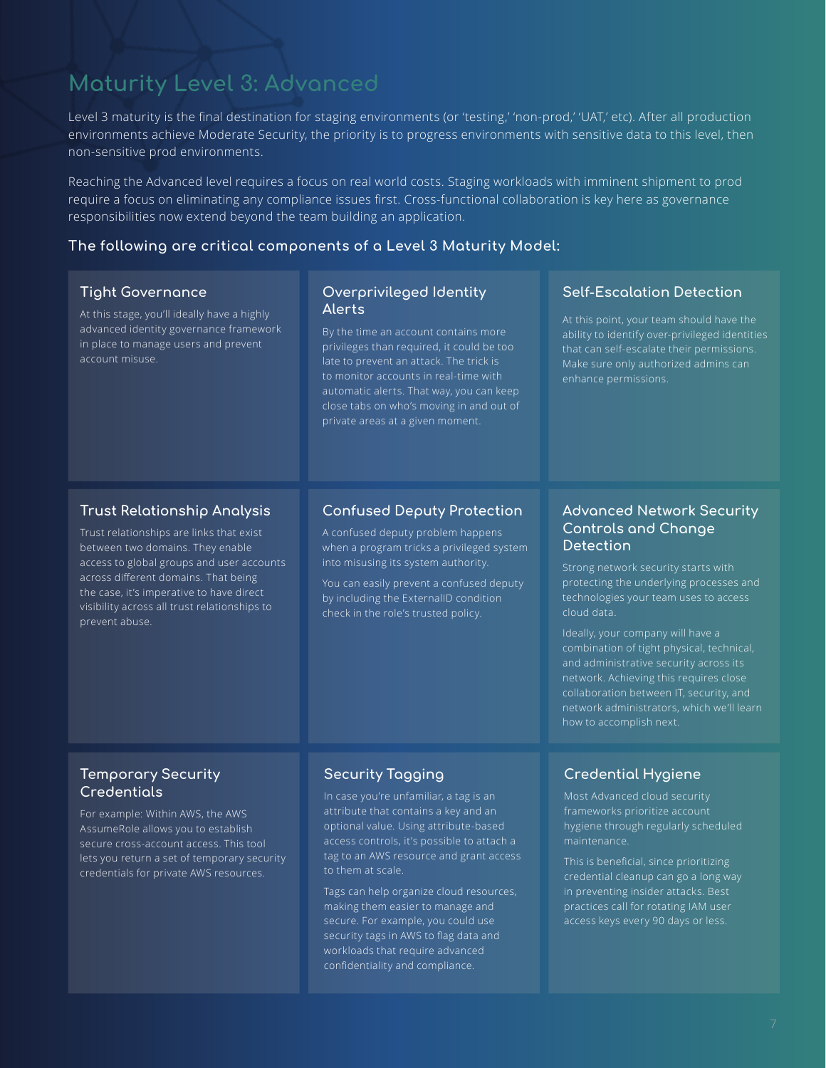# Maturity Level 3: Advanced

Level 3 maturity is the final destination for staging environments (or 'testing,' 'non-prod,' 'UAT,' etc). After all production environments achieve Moderate Security, the priority is to progress environments with sensitive data to this level, then non-sensitive prod environments.

Reaching the Advanced level requires a focus on real world costs. Staging workloads with imminent shipment to prod require a focus on eliminating any compliance issues first. Cross-functional collaboration is key here as governance responsibilities now extend beyond the team building an application.

**The following are critical components of a Level 3 Maturity Model:**

### Tight Governance

At this stage, you'll ideally have a highly advanced identity governance framework in place to manage users and prevent account misuse.

### Overprivileged Identity Alerts

By the time an account contains more privileges than required, it could be too late to prevent an attack. The trick is to monitor accounts in real-time with automatic alerts. That way, you can keep close tabs on who's moving in and out of private areas at a given moment.

### Self-Escalation Detection

At this point, your team should have the ability to identify over-privileged identities that can self-escalate their permissions. Make sure only authorized admins can enhance permissions.

### Trust Relationship Analysis

Trust relationships are links that exist between two domains. They enable access to global groups and user accounts across different domains. That being the case, it's imperative to have direct visibility across all trust relationships to prevent abuse.

### Confused Deputy Protection

A confused deputy problem happens when a program tricks a privileged system into misusing its system authority.

You can easily prevent a confused deputy by including the ExternalID condition check in the role's trusted policy.

### Advanced Network Security Controls and Change Detection

Strong network security starts with protecting the underlying processes and technologies your team uses to access cloud data.

Ideally, your company will have a combination of tight physical, technical, and administrative security across its network. Achieving this requires close collaboration between IT, security, and network administrators, which we'll learn how to accomplish next.

### Temporary Security Credentials

For example: Within AWS, the AWS AssumeRole allows you to establish secure cross-account access. This tool lets you return a set of temporary security credentials for private AWS resources.

### Security Tagging

In case you're unfamiliar, a tag is an attribute that contains a key and an optional value. Using attribute-based access controls, it's possible to attach a tag to an AWS resource and grant access to them at scale.

Tags can help organize cloud resources, making them easier to manage and secure. For example, you could use security tags in AWS to flag data and workloads that require advanced confidentiality and compliance.

### Credential Hygiene

Most Advanced cloud security frameworks prioritize account hygiene through regularly scheduled maintenance.

This is beneficial, since prioritizing credential cleanup can go a long way in preventing insider attacks. Best practices call for rotating IAM user access keys every 90 days or less.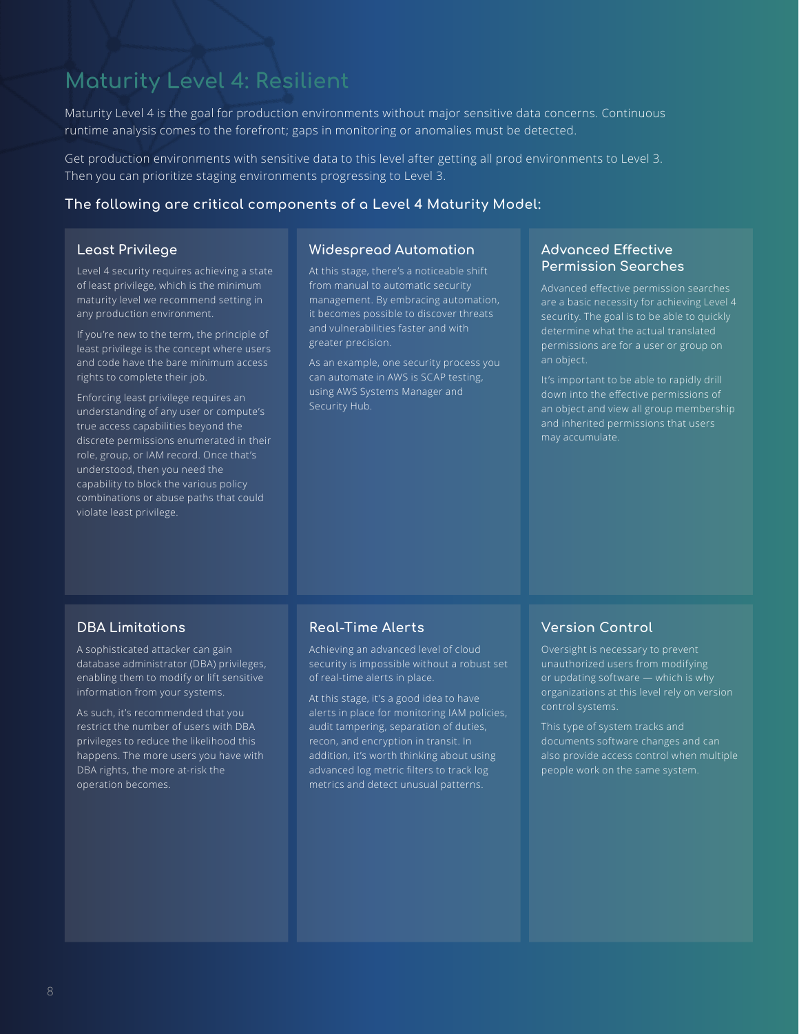# Maturity Level 4: Resilient

Maturity Level 4 is the goal for production environments without major sensitive data concerns. Continuous runtime analysis comes to the forefront; gaps in monitoring or anomalies must be detected.

Get production environments with sensitive data to this level after getting all prod environments to Level 3. Then you can prioritize staging environments progressing to Level 3.

### The following are critical components of a Level 4 Maturity Model:

#### Least Privilege

Level 4 security requires achieving a state of least privilege, which is the minimum maturity level we recommend setting in any production environment.

If you're new to the term, the principle of least privilege is the concept where users and code have the bare minimum access rights to complete their job.

Enforcing least privilege requires an understanding of any user or compute's true access capabilities beyond the discrete permissions enumerated in their role, group, or IAM record. Once that's understood, then you need the capability to block the various policy combinations or abuse paths that could violate least privilege.

#### Widespread Automation

At this stage, there's a noticeable shift from manual to automatic security management. By embracing automation, it becomes possible to discover threats and vulnerabilities faster and with greater precision.

As an example, one security process you can automate in AWS is SCAP testing, using AWS Systems Manager and Security Hub.

#### Advanced Effective Permission Searches

Advanced effective permission searches are a basic necessity for achieving Level 4 security. The goal is to be able to quickly determine what the actual translated permissions are for a user or group on an object.

It's important to be able to rapidly drill down into the effective permissions of an object and view all group membership and inherited permissions that users may accumulate.

#### DBA Limitations

A sophisticated attacker can gain database administrator (DBA) privileges, enabling them to modify or lift sensitive information from your systems.

As such, it's recommended that you restrict the number of users with DBA privileges to reduce the likelihood this happens. The more users you have with DBA rights, the more at-risk the operation becomes.

#### Real-Time Alerts

Achieving an advanced level of cloud security is impossible without a robust set of real-time alerts in place.

At this stage, it's a good idea to have alerts in place for monitoring IAM policies, audit tampering, separation of duties, recon, and encryption in transit. In addition, it's worth thinking about using advanced log metric filters to track log metrics and detect unusual patterns.

#### Version Control

Oversight is necessary to prevent unauthorized users from modifying or updating software — which is why organizations at this level rely on version control systems.

This type of system tracks and documents software changes and can also provide access control when multiple people work on the same system.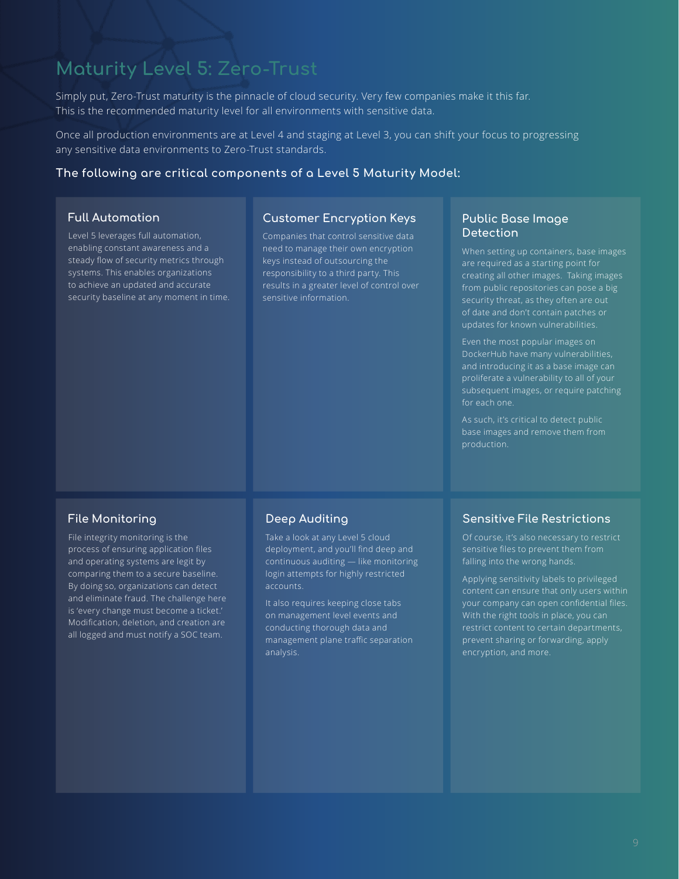# Maturity Level 5: Zero-Trust

Simply put, Zero-Trust maturity is the pinnacle of cloud security. Very few companies make it this far. This is the recommended maturity level for all environments with sensitive data.

Once all production environments are at Level 4 and staging at Level 3, you can shift your focus to progressing any sensitive data environments to Zero-Trust standards.

**The following are critical components of a Level 5 Maturity Model:**

### Full Automation

Level 5 leverages full automation, enabling constant awareness and a steady flow of security metrics through systems. This enables organizations to achieve an updated and accurate security baseline at any moment in time.

### Customer Encryption Keys

Companies that control sensitive data need to manage their own encryption keys instead of outsourcing the responsibility to a third party. This results in a greater level of control over sensitive information.

### Public Base Image Detection

When setting up containers, base images are required as a starting point for creating all other images. Taking images from public repositories can pose a big security threat, as they often are out of date and don't contain patches or updates for known vulnerabilities.

Even the most popular images on DockerHub have many vulnerabilities, and introducing it as a base image can proliferate a vulnerability to all of your subsequent images, or require patching for each one.

As such, it's critical to detect public base images and remove them from production.

### File Monitoring

File integrity monitoring is the process of ensuring application files and operating systems are legit by comparing them to a secure baseline. By doing so, organizations can detect and eliminate fraud. The challenge here is 'every change must become a ticket.' Modification, deletion, and creation are all logged and must notify a SOC team.

### Deep Auditing

Take a look at any Level 5 cloud deployment, and you'll find deep and continuous auditing — like monitoring login attempts for highly restricted accounts.

It also requires keeping close tabs on management level events and conducting thorough data and management plane traffic separation analysis.

### Sensitive File Restrictions

Of course, it's also necessary to restrict sensitive files to prevent them from falling into the wrong hands.

Applying sensitivity labels to privileged content can ensure that only users within your company can open confidential files. With the right tools in place, you can restrict content to certain departments, prevent sharing or forwarding, apply encryption, and more.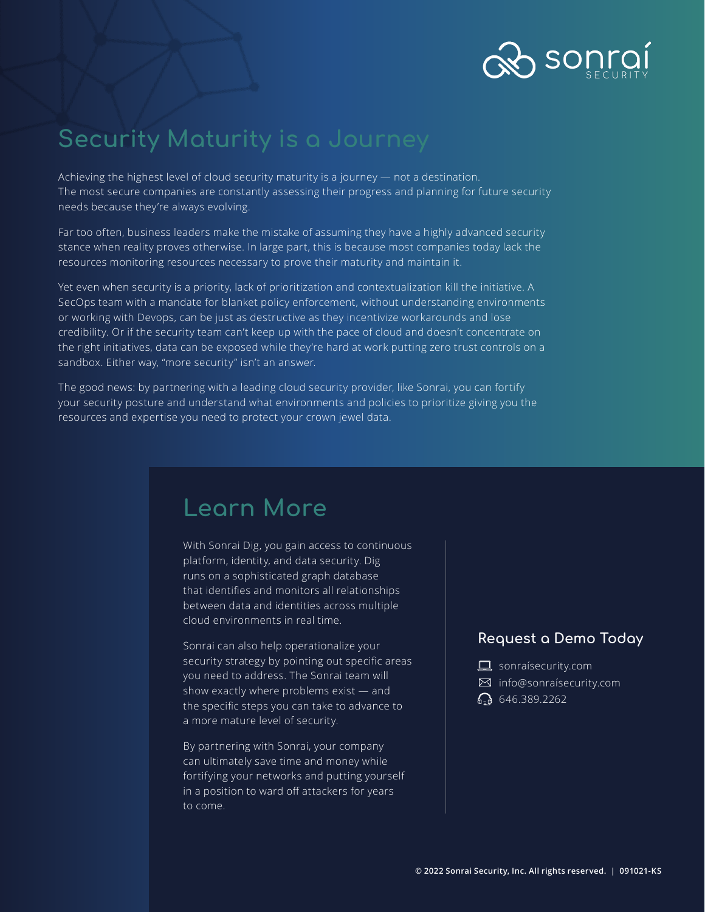# Security Maturity is a Journey

Achieving the highest level of cloud security maturity is a journey — not a destination. The most secure companies are constantly assessing their progress and planning for future security needs because they're always evolving.

Far too often, business leaders make the mistake of assuming they have a highly advanced security stance when reality proves otherwise. In large part, this is because most companies today lack the resources monitoring resources necessary to prove their maturity and maintain it.

Yet even when security is a priority, lack of prioritization and contextualization kill the initiative. A SecOps team with a mandate for blanket policy enforcement, without understanding environments or working with Devops, can be just as destructive as they incentivize workarounds and lose credibility. Or if the security team can't keep up with the pace of cloud and doesn't concentrate on the right initiatives, data can be exposed while they're hard at work putting zero trust controls on a sandbox. Either way, "more security" isn't an answer.

The good news: by partnering with a leading cloud security provider, like Sonrai, you can fortify your security posture and understand what environments and policies to prioritize giving you the resources and expertise you need to protect your crown jewel data.

## Learn More

With Sonrai Dig, you gain access to continuous platform, identity, and data security. Dig runs on a sophisticated graph database that identifies and monitors all relationships between data and identities across multiple cloud environments in real time.

Sonrai can also help operationalize your security strategy by pointing out specific areas you need to address. The Sonrai team will show exactly where problems exist — and the specific steps you can take to advance to a more mature level of security.

By partnering with Sonrai, your company can ultimately save time and money while fortifying your networks and putting yourself in a position to ward off attackers for years to come.

### Request a Demo Today

- sonraísecurity.com
- info@sonraísecurity.com
- 646.389.2262

**© 2022 Sonrai Security, Inc. All rights reserved. | 091021-KS**